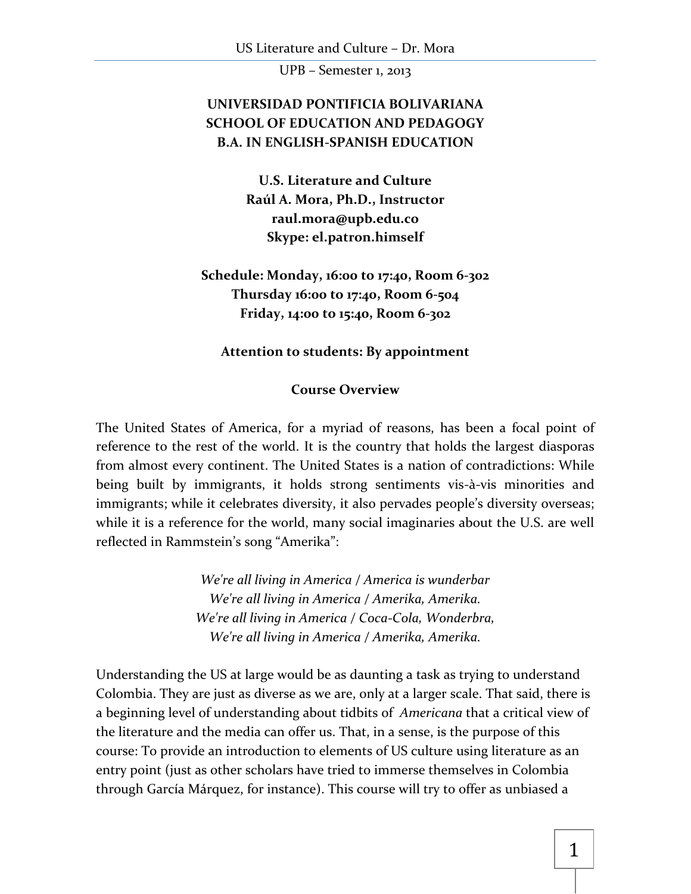**UNIVERSIDAD PONTIFICIA BOLIVARIANA**
**SCHOOL OF EDUCATION AND PEDAGOGY**
**B.A. IN ENGLISH-SPANISH EDUCATION**

**U.S. Literature and Culture**
**Raúl A. Mora, Ph.D., Instructor**
**raul.mora@upb.edu.co**
**Skype: el.patron.himself**

**Schedule: Monday, 16:00 to 17:40, Room 6-302**
**Thursday 16:00 to 17:40, Room 6-504**
**Friday, 14:00 to 15:40, Room 6-302**

**Attention to students: By appointment**

## Course Overview

The United States of America, for a myriad of reasons, has been a focal point of reference to the rest of the world. It is the country that holds the largest diasporas from almost every continent. The United States is a nation of contradictions: While being built by immigrants, it holds strong sentiments vis-à-vis minorities and immigrants; while it celebrates diversity, it also pervades people's diversity overseas; while it is a reference for the world, many social imaginaries about the U.S. are well reflected in Rammstein's song "Amerika":

*We're all living in America / America is wunderbar*
*We're all living in America / Amerika, Amerika.*
*We're all living in America / Coca-Cola, Wonderbra,*
*We're all living in America / Amerika, Amerika.*

Understanding the US at large would be as daunting a task as trying to understand Colombia. They are just as diverse as we are, only at a larger scale. That said, there is a beginning level of understanding about tidbits of *Americana* that a critical view of the literature and the media can offer us. That, in a sense, is the purpose of this course: To provide an introduction to elements of US culture using literature as an entry point (just as other scholars have tried to immerse themselves in Colombia through García Márquez, for instance). This course will try to offer as unbiased a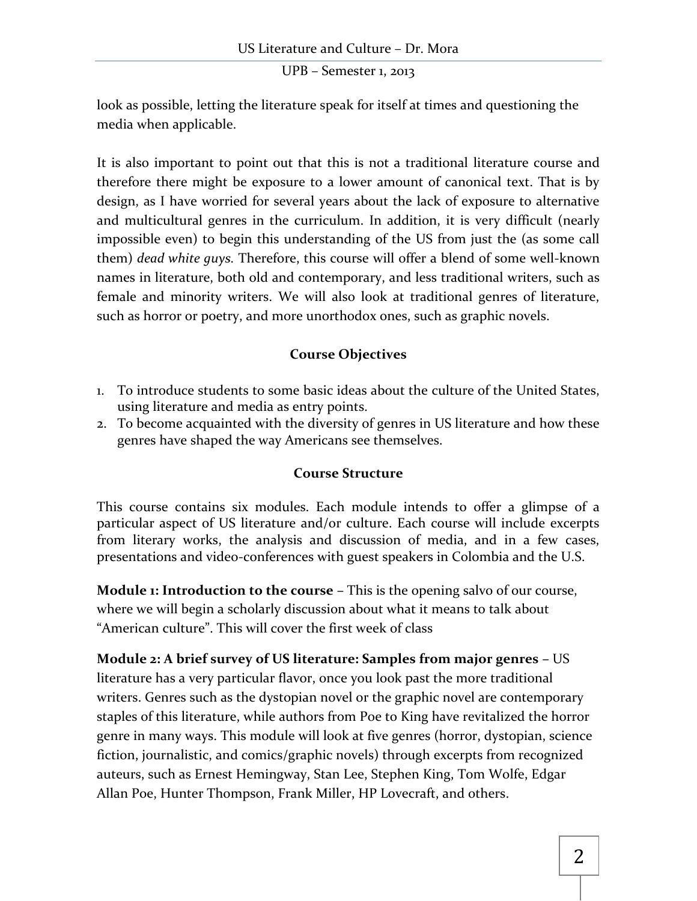look as possible, letting the literature speak for itself at times and questioning the media when applicable.

It is also important to point out that this is not a traditional literature course and therefore there might be exposure to a lower amount of canonical text. That is by design, as I have worried for several years about the lack of exposure to alternative and multicultural genres in the curriculum. In addition, it is very difficult (nearly impossible even) to begin this understanding of the US from just the (as some call them) *dead white guys.* Therefore, this course will offer a blend of some well-known names in literature, both old and contemporary, and less traditional writers, such as female and minority writers. We will also look at traditional genres of literature, such as horror or poetry, and more unorthodox ones, such as graphic novels.

## Course Objectives

1. To introduce students to some basic ideas about the culture of the United States, using literature and media as entry points.
2. To become acquainted with the diversity of genres in US literature and how these genres have shaped the way Americans see themselves.

## Course Structure

This course contains six modules. Each module intends to offer a glimpse of a particular aspect of US literature and/or culture. Each course will include excerpts from literary works, the analysis and discussion of media, and in a few cases, presentations and video-conferences with guest speakers in Colombia and the U.S.

**Module 1: Introduction to the course** – This is the opening salvo of our course, where we will begin a scholarly discussion about what it means to talk about "American culture". This will cover the first week of class

**Module 2: A brief survey of US literature: Samples from major genres** – US literature has a very particular flavor, once you look past the more traditional writers. Genres such as the dystopian novel or the graphic novel are contemporary staples of this literature, while authors from Poe to King have revitalized the horror genre in many ways. This module will look at five genres (horror, dystopian, science fiction, journalistic, and comics/graphic novels) through excerpts from recognized auteurs, such as Ernest Hemingway, Stan Lee, Stephen King, Tom Wolfe, Edgar Allan Poe, Hunter Thompson, Frank Miller, HP Lovecraft, and others.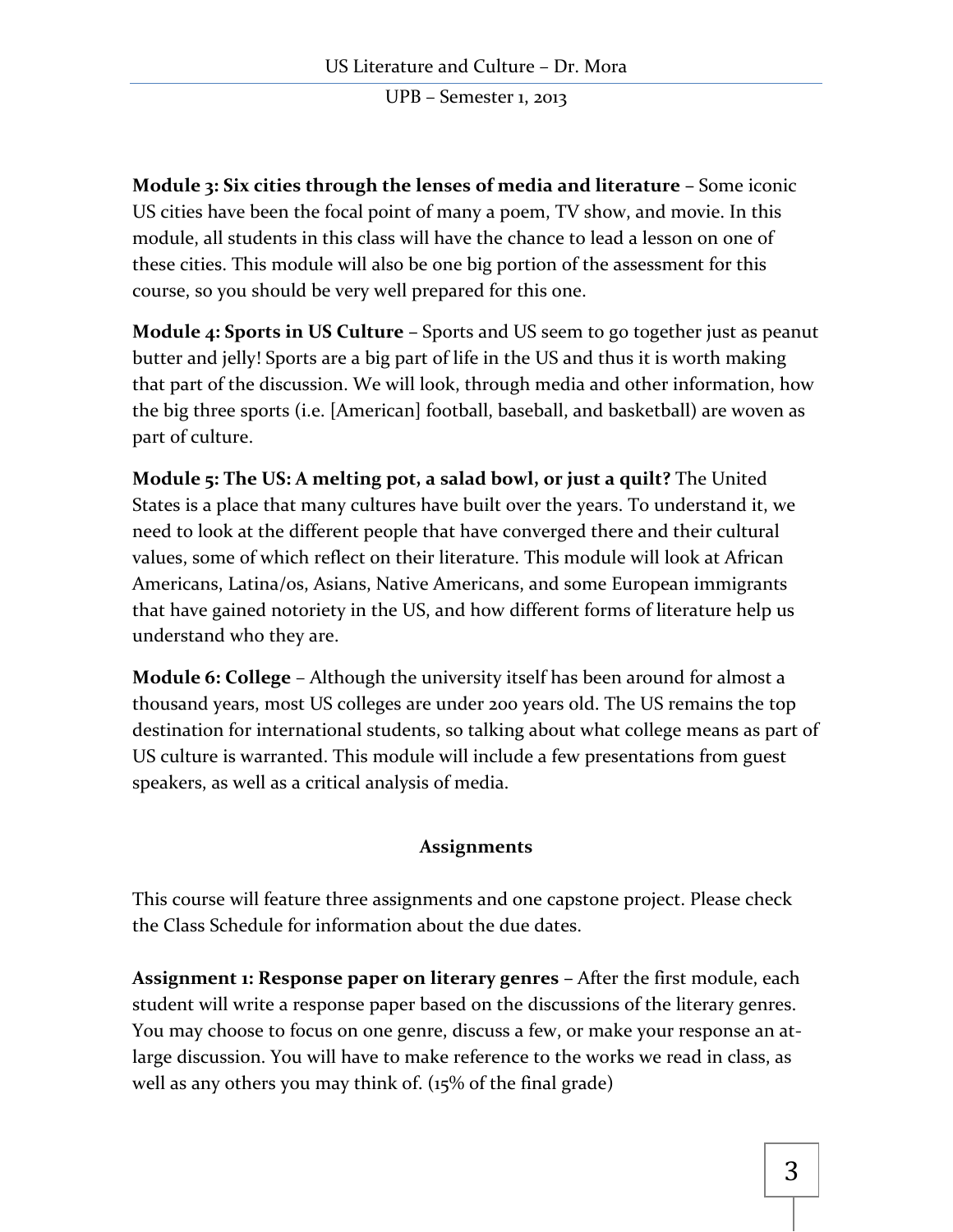**Module 3: Six cities through the lenses of media and literature** – Some iconic US cities have been the focal point of many a poem, TV show, and movie. In this module, all students in this class will have the chance to lead a lesson on one of these cities. This module will also be one big portion of the assessment for this course, so you should be very well prepared for this one.

**Module 4: Sports in US Culture** – Sports and US seem to go together just as peanut butter and jelly! Sports are a big part of life in the US and thus it is worth making that part of the discussion. We will look, through media and other information, how the big three sports (i.e. [American] football, baseball, and basketball) are woven as part of culture.

**Module 5: The US: A melting pot, a salad bowl, or just a quilt?** The United States is a place that many cultures have built over the years. To understand it, we need to look at the different people that have converged there and their cultural values, some of which reflect on their literature. This module will look at African Americans, Latina/os, Asians, Native Americans, and some European immigrants that have gained notoriety in the US, and how different forms of literature help us understand who they are.

**Module 6: College** – Although the university itself has been around for almost a thousand years, most US colleges are under 200 years old. The US remains the top destination for international students, so talking about what college means as part of US culture is warranted. This module will include a few presentations from guest speakers, as well as a critical analysis of media.

## Assignments

This course will feature three assignments and one capstone project. Please check the Class Schedule for information about the due dates.

**Assignment 1: Response paper on literary genres** – After the first module, each student will write a response paper based on the discussions of the literary genres. You may choose to focus on one genre, discuss a few, or make your response an at-large discussion. You will have to make reference to the works we read in class, as well as any others you may think of. (15% of the final grade)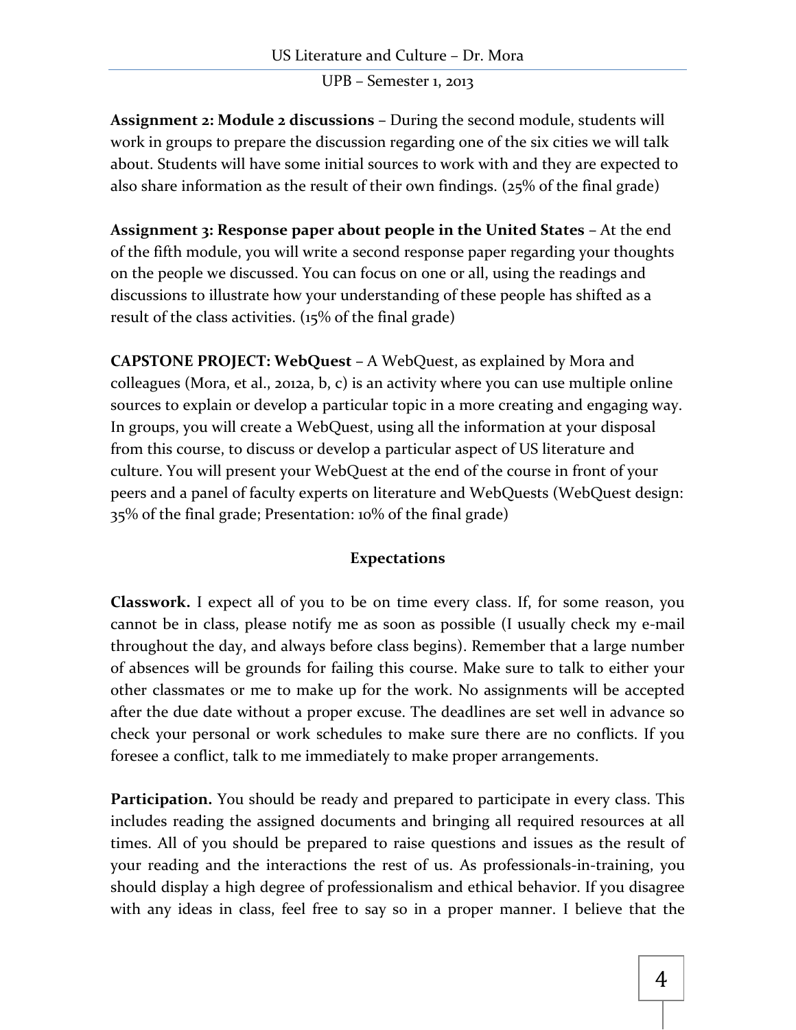**Assignment 2: Module 2 discussions** – During the second module, students will work in groups to prepare the discussion regarding one of the six cities we will talk about. Students will have some initial sources to work with and they are expected to also share information as the result of their own findings. (25% of the final grade)

**Assignment 3: Response paper about people in the United States** – At the end of the fifth module, you will write a second response paper regarding your thoughts on the people we discussed. You can focus on one or all, using the readings and discussions to illustrate how your understanding of these people has shifted as a result of the class activities. (15% of the final grade)

**CAPSTONE PROJECT: WebQuest** – A WebQuest, as explained by Mora and colleagues (Mora, et al., 2012a, b, c) is an activity where you can use multiple online sources to explain or develop a particular topic in a more creating and engaging way. In groups, you will create a WebQuest, using all the information at your disposal from this course, to discuss or develop a particular aspect of US literature and culture. You will present your WebQuest at the end of the course in front of your peers and a panel of faculty experts on literature and WebQuests (WebQuest design: 35% of the final grade; Presentation: 10% of the final grade)

## Expectations

**Classwork.** I expect all of you to be on time every class. If, for some reason, you cannot be in class, please notify me as soon as possible (I usually check my e-mail throughout the day, and always before class begins). Remember that a large number of absences will be grounds for failing this course. Make sure to talk to either your other classmates or me to make up for the work. No assignments will be accepted after the due date without a proper excuse. The deadlines are set well in advance so check your personal or work schedules to make sure there are no conflicts. If you foresee a conflict, talk to me immediately to make proper arrangements.

**Participation.** You should be ready and prepared to participate in every class. This includes reading the assigned documents and bringing all required resources at all times. All of you should be prepared to raise questions and issues as the result of your reading and the interactions the rest of us. As professionals-in-training, you should display a high degree of professionalism and ethical behavior. If you disagree with any ideas in class, feel free to say so in a proper manner. I believe that the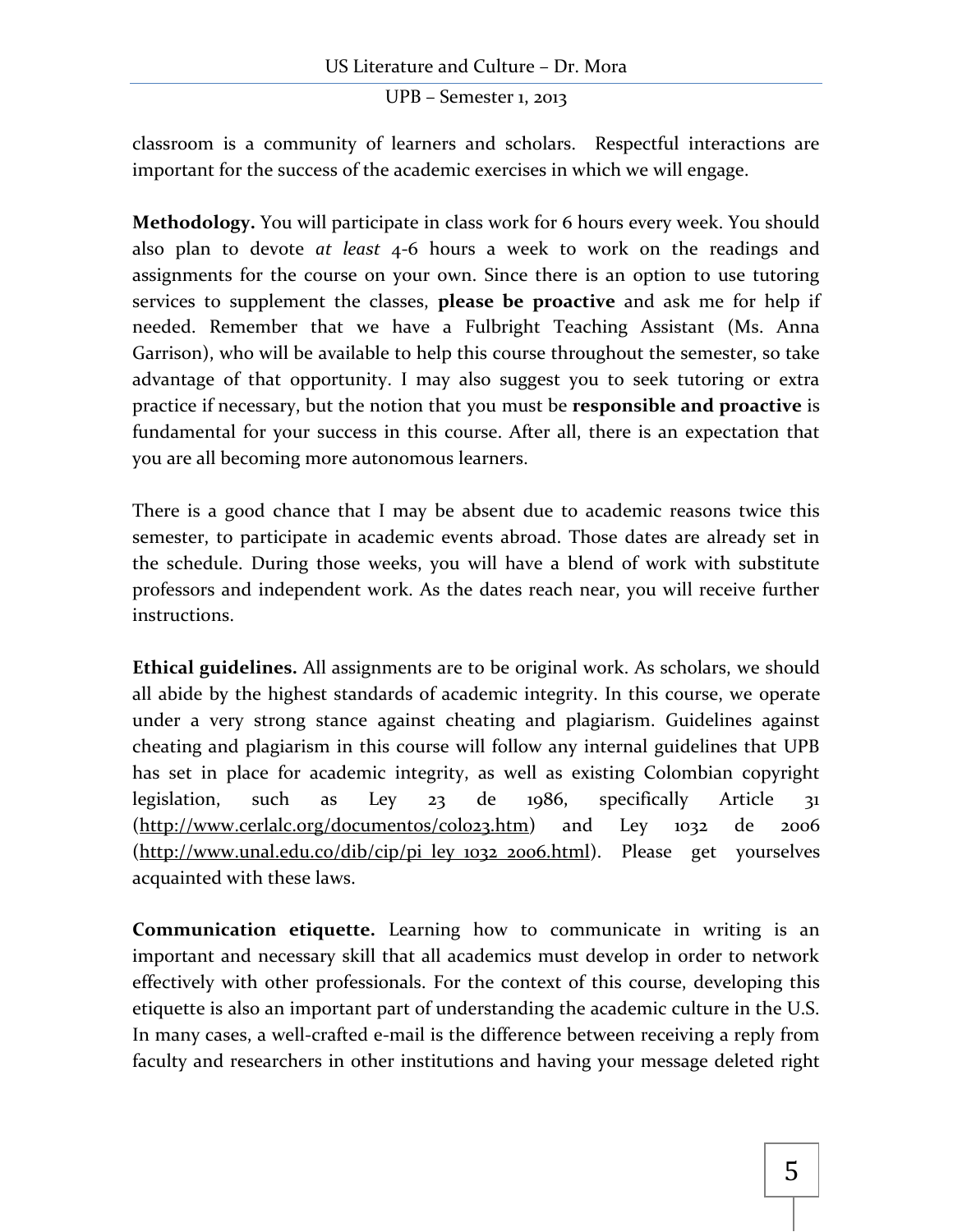classroom is a community of learners and scholars. Respectful interactions are important for the success of the academic exercises in which we will engage.

**Methodology.** You will participate in class work for 6 hours every week. You should also plan to devote *at least* 4-6 hours a week to work on the readings and assignments for the course on your own. Since there is an option to use tutoring services to supplement the classes, **please be proactive** and ask me for help if needed. Remember that we have a Fulbright Teaching Assistant (Ms. Anna Garrison), who will be available to help this course throughout the semester, so take advantage of that opportunity. I may also suggest you to seek tutoring or extra practice if necessary, but the notion that you must be **responsible and proactive** is fundamental for your success in this course. After all, there is an expectation that you are all becoming more autonomous learners.

There is a good chance that I may be absent due to academic reasons twice this semester, to participate in academic events abroad. Those dates are already set in the schedule. During those weeks, you will have a blend of work with substitute professors and independent work. As the dates reach near, you will receive further instructions.

**Ethical guidelines.** All assignments are to be original work. As scholars, we should all abide by the highest standards of academic integrity. In this course, we operate under a very strong stance against cheating and plagiarism. Guidelines against cheating and plagiarism in this course will follow any internal guidelines that UPB has set in place for academic integrity, as well as existing Colombian copyright legislation, such as Ley 23 de 1986, specifically Article 31 (http://www.cerlalc.org/documentos/colo23.htm) and Ley 1032 de 2006 (http://www.unal.edu.co/dib/cip/pi_ley_1032_2006.html). Please get yourselves acquainted with these laws.

**Communication etiquette.** Learning how to communicate in writing is an important and necessary skill that all academics must develop in order to network effectively with other professionals. For the context of this course, developing this etiquette is also an important part of understanding the academic culture in the U.S. In many cases, a well-crafted e-mail is the difference between receiving a reply from faculty and researchers in other institutions and having your message deleted right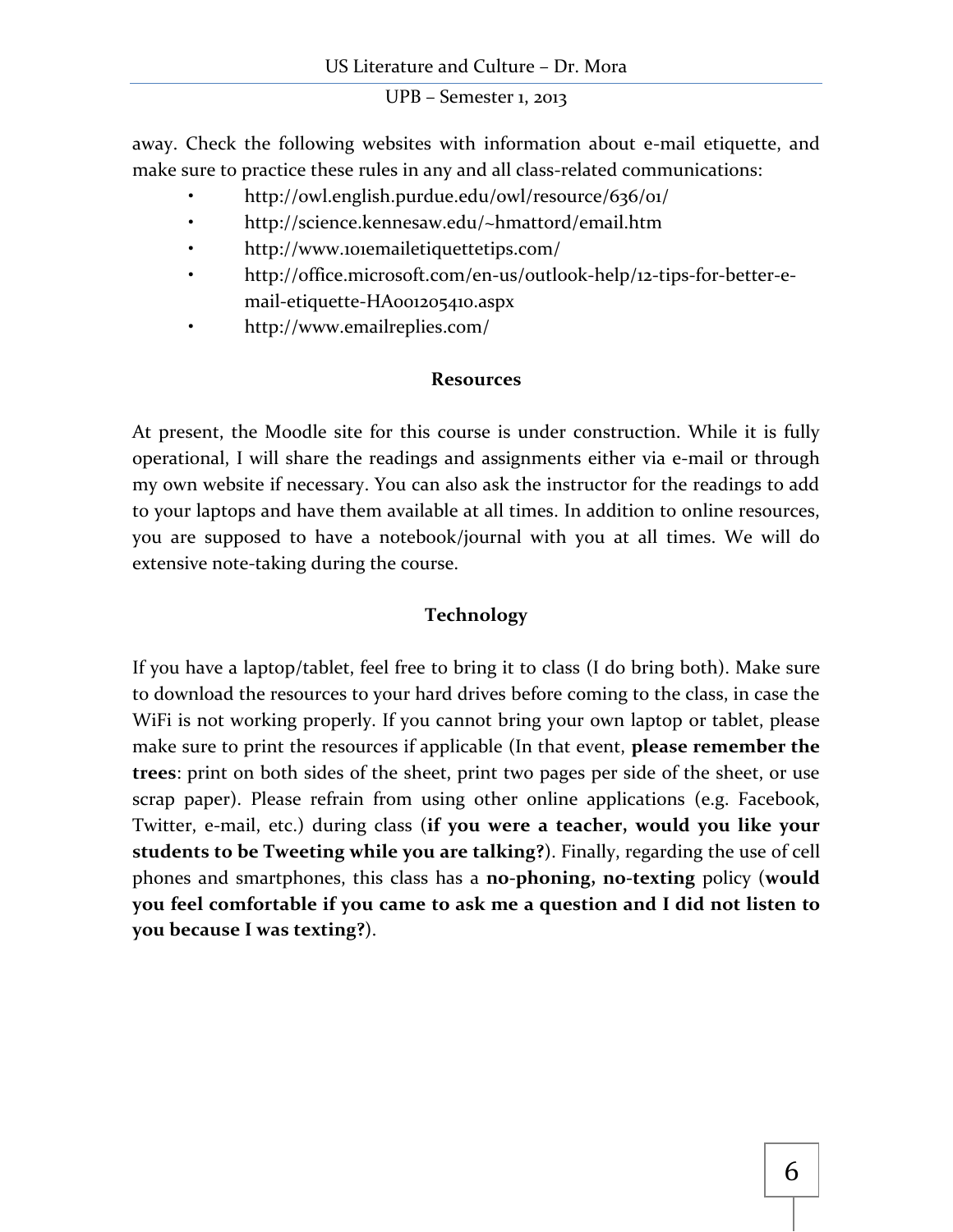away. Check the following websites with information about e-mail etiquette, and make sure to practice these rules in any and all class-related communications:

- http://owl.english.purdue.edu/owl/resource/636/01/
- http://science.kennesaw.edu/~hmattord/email.htm
- http://www.101emailetiquettetips.com/
- http://office.microsoft.com/en-us/outlook-help/12-tips-for-better-e-mail-etiquette-HA001205410.aspx
- http://www.emailreplies.com/

## Resources

At present, the Moodle site for this course is under construction. While it is fully operational, I will share the readings and assignments either via e-mail or through my own website if necessary. You can also ask the instructor for the readings to add to your laptops and have them available at all times. In addition to online resources, you are supposed to have a notebook/journal with you at all times. We will do extensive note-taking during the course.

## Technology

If you have a laptop/tablet, feel free to bring it to class (I do bring both). Make sure to download the resources to your hard drives before coming to the class, in case the WiFi is not working properly. If you cannot bring your own laptop or tablet, please make sure to print the resources if applicable (In that event, **please remember the trees**: print on both sides of the sheet, print two pages per side of the sheet, or use scrap paper). Please refrain from using other online applications (e.g. Facebook, Twitter, e-mail, etc.) during class (**if you were a teacher, would you like your students to be Tweeting while you are talking?**). Finally, regarding the use of cell phones and smartphones, this class has a **no-phoning, no-texting** policy (**would you feel comfortable if you came to ask me a question and I did not listen to you because I was texting?**).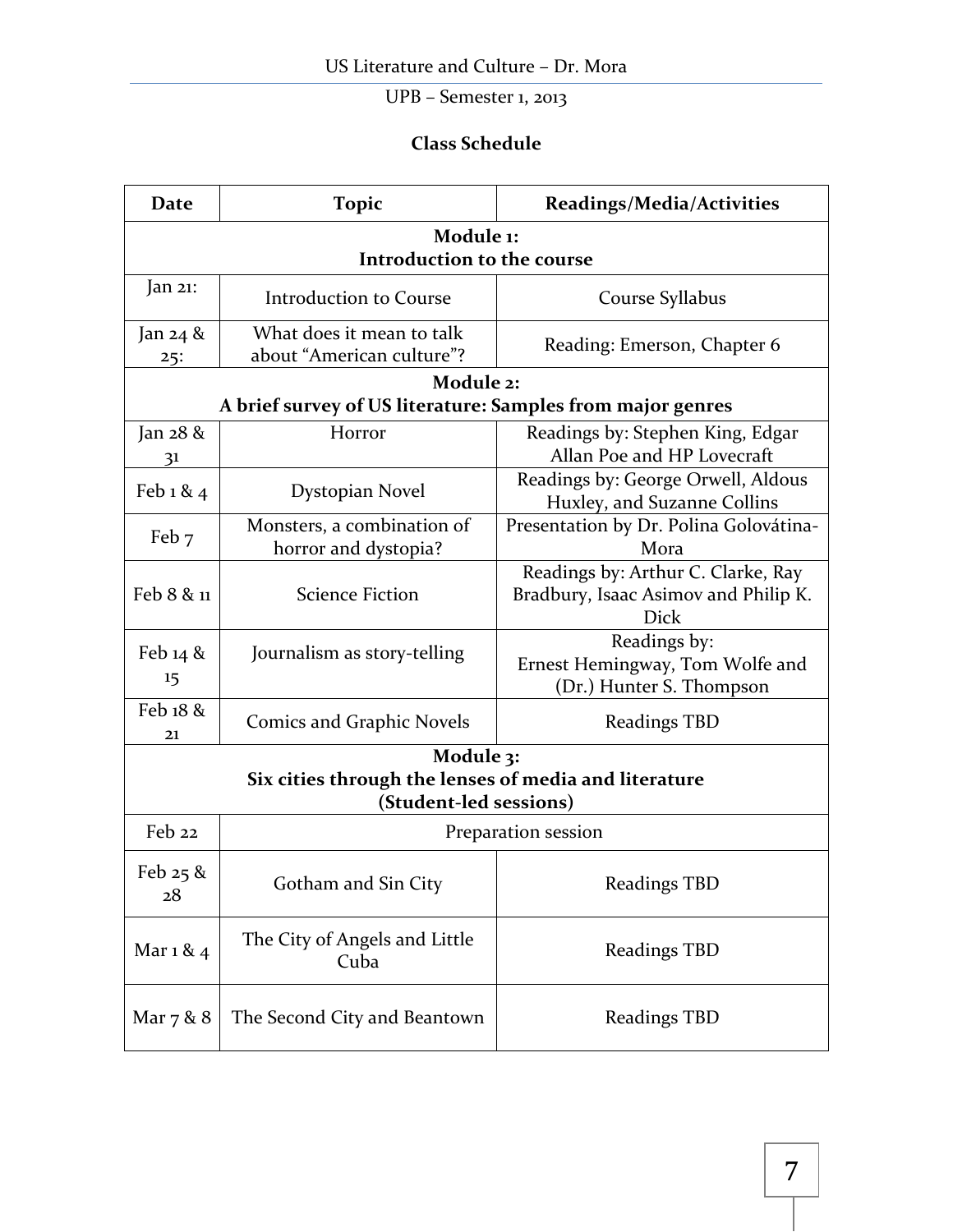## Class Schedule

| Date | Topic | Readings/Media/Activities |
|---|---|---|
| **Module 1: Introduction to the course** | | |
| Jan 21: | Introduction to Course | Course Syllabus |
| Jan 24 & 25: | What does it mean to talk about "American culture"? | Reading: Emerson, Chapter 6 |
| **Module 2: A brief survey of US literature: Samples from major genres** | | |
| Jan 28 & 31 | Horror | Readings by: Stephen King, Edgar Allan Poe and HP Lovecraft |
| Feb 1 & 4 | Dystopian Novel | Readings by: George Orwell, Aldous Huxley, and Suzanne Collins |
| Feb 7 | Monsters, a combination of horror and dystopia? | Presentation by Dr. Polina Golovátina-Mora |
| Feb 8 & 11 | Science Fiction | Readings by: Arthur C. Clarke, Ray Bradbury, Isaac Asimov and Philip K. Dick |
| Feb 14 & 15 | Journalism as story-telling | Readings by: Ernest Hemingway, Tom Wolfe and (Dr.) Hunter S. Thompson |
| Feb 18 & 21 | Comics and Graphic Novels | Readings TBD |
| **Module 3: Six cities through the lenses of media and literature (Student-led sessions)** | | |
| Feb 22 | Preparation session | |
| Feb 25 & 28 | Gotham and Sin City | Readings TBD |
| Mar 1 & 4 | The City of Angels and Little Cuba | Readings TBD |
| Mar 7 & 8 | The Second City and Beantown | Readings TBD |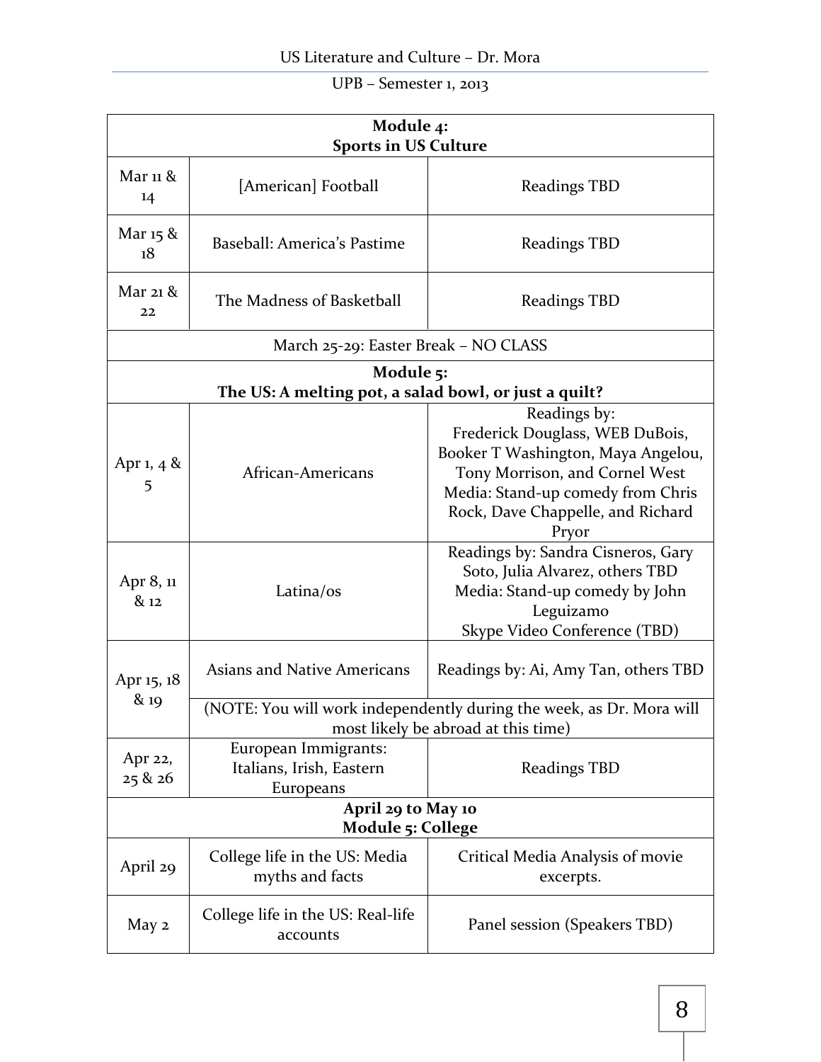| Module 4: Sports in US Culture | | |
|---|---|---|
| Mar 11 & 14 | [American] Football | Readings TBD |
| Mar 15 & 18 | Baseball: America's Pastime | Readings TBD |
| Mar 21 & 22 | The Madness of Basketball | Readings TBD |
| March 25-29: Easter Break – NO CLASS | | |
| **Module 5: The US: A melting pot, a salad bowl, or just a quilt?** | | |
| Apr 1, 4 & 5 | African-Americans | Readings by: Frederick Douglass, WEB DuBois, Booker T Washington, Maya Angelou, Tony Morrison, and Cornel West Media: Stand-up comedy from Chris Rock, Dave Chappelle, and Richard Pryor |
| Apr 8, 11 & 12 | Latina/os | Readings by: Sandra Cisneros, Gary Soto, Julia Alvarez, others TBD Media: Stand-up comedy by John Leguizamo Skype Video Conference (TBD) |
| Apr 15, 18 & 19 | Asians and Native Americans | Readings by: Ai, Amy Tan, others TBD |
| | (NOTE: You will work independently during the week, as Dr. Mora will most likely be abroad at this time) | |
| Apr 22, 25 & 26 | European Immigrants: Italians, Irish, Eastern Europeans | Readings TBD |
| **April 29 to May 10 Module 5: College** | | |
| April 29 | College life in the US: Media myths and facts | Critical Media Analysis of movie excerpts. |
| May 2 | College life in the US: Real-life accounts | Panel session (Speakers TBD) |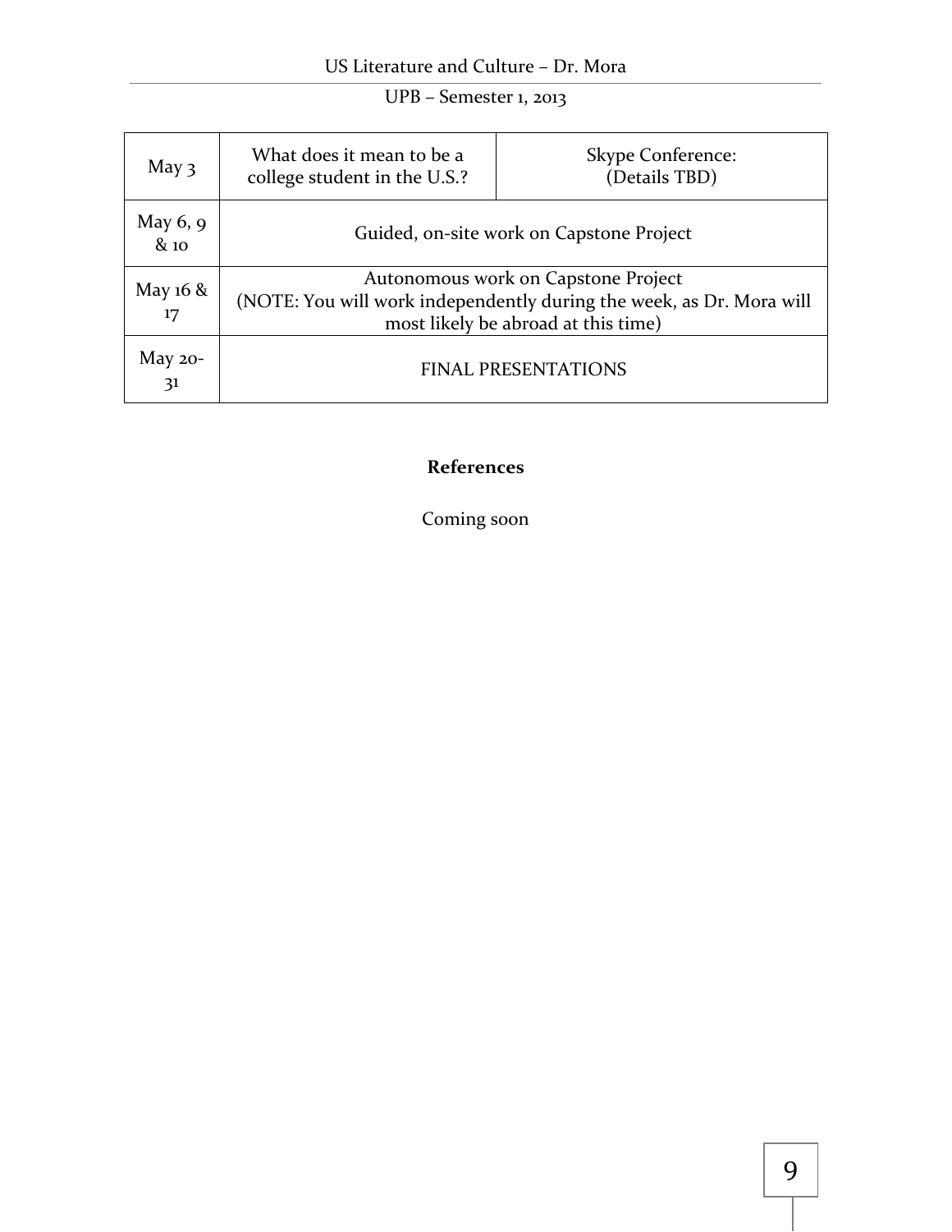| | | |
|---|---|---|
| May 3 | What does it mean to be a college student in the U.S.? | Skype Conference: (Details TBD) |
| May 6, 9 & 10 | Guided, on-site work on Capstone Project | |
| May 16 & 17 | Autonomous work on Capstone Project (NOTE: You will work independently during the week, as Dr. Mora will most likely be abroad at this time) | |
| May 20-31 | FINAL PRESENTATIONS | |

**References**

Coming soon